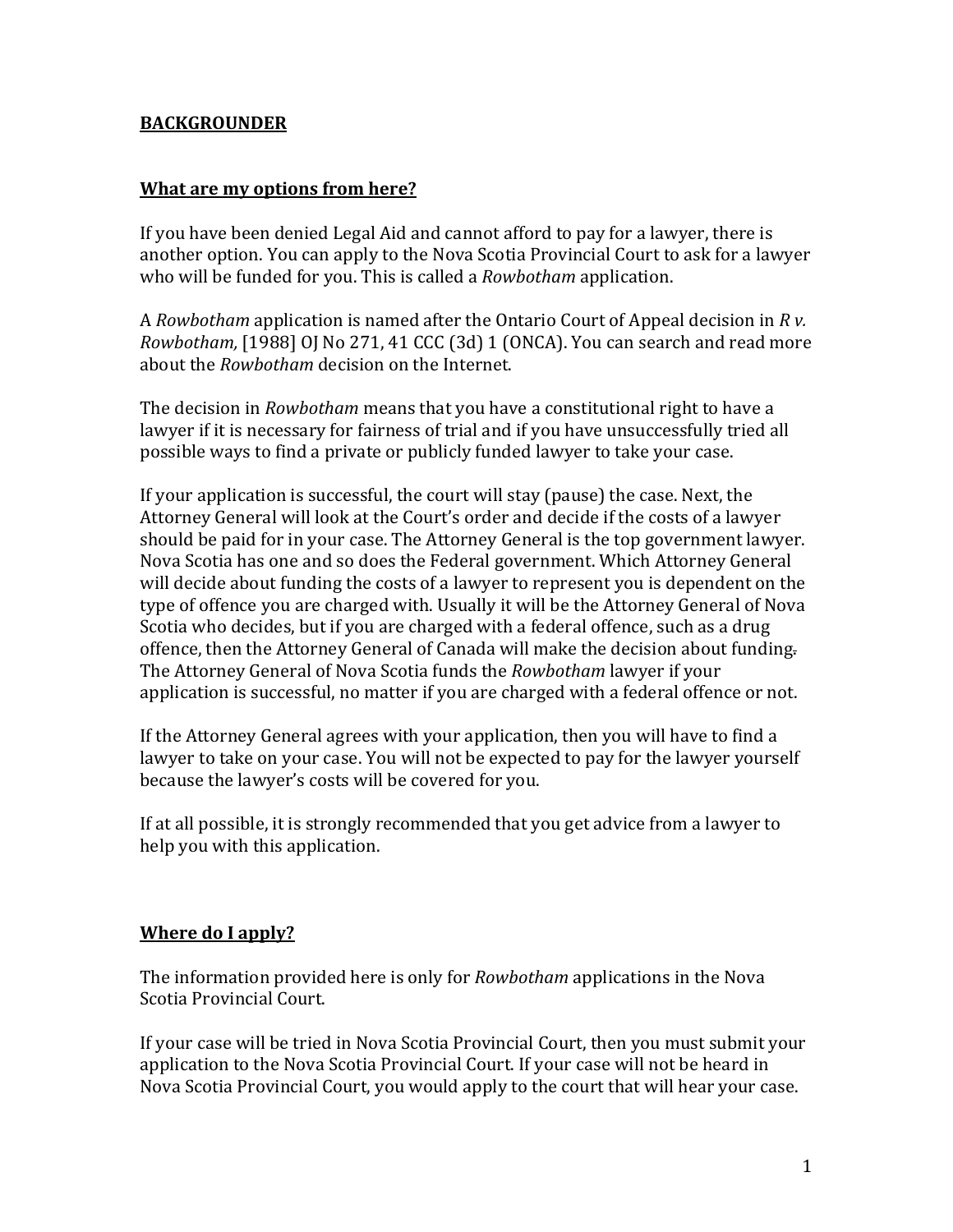**BACKGROUNDER**

**What are my options from here?**

If you have been denied Legal Aid and cannot afford to pay for a lawyer, there is another option. You can apply to the Nova Scotia Provincial Court to ask for a lawyer who will be funded for you. This is called a *Rowbotham* application.

A *Rowbotham* application is named after the Ontario Court of Appeal decision in *R v. Rowbotham,* [1988] OJ No 271, 41 CCC (3d) 1 (ONCA). You can search and read more about the *Rowbotham* decision on the Internet.

The decision in *Rowbotham* means that you have a constitutional right to have a lawyer if it is necessary for fairness of trial and if you have unsuccessfully tried all possible ways to find a private or publicly funded lawyer to take your case.

If your application is successful, the court will stay (pause) the case. Next, the Attorney General will look at the Court's order and decide if the costs of a lawyer should be paid for in your case. The Attorney General is the top government lawyer. Nova Scotia has one and so does the Federal government. Which Attorney General will decide about funding the costs of a lawyer to represent you is dependent on the type of offence you are charged with. Usually it will be the Attorney General of Nova Scotia who decides, but if you are charged with a federal offence, such as a drug offence, then the Attorney General of Canada will make the decision about funding. The Attorney General of Nova Scotia funds the *Rowbotham* lawyer if your application is successful, no matter if you are charged with a federal offence or not.

If the Attorney General agrees with your application, then you will have to find a lawyer to take on your case. You will not be expected to pay for the lawyer yourself because the lawyer's costs will be covered for you.

If at all possible, it is strongly recommended that you get advice from a lawyer to help you with this application.

**Where do I apply?**

The information provided here is only for *Rowbotham* applications in the Nova Scotia Provincial Court.

If your case will be tried in Nova Scotia Provincial Court, then you must submit your application to the Nova Scotia Provincial Court. If your case will not be heard in Nova Scotia Provincial Court, you would apply to the court that will hear your case.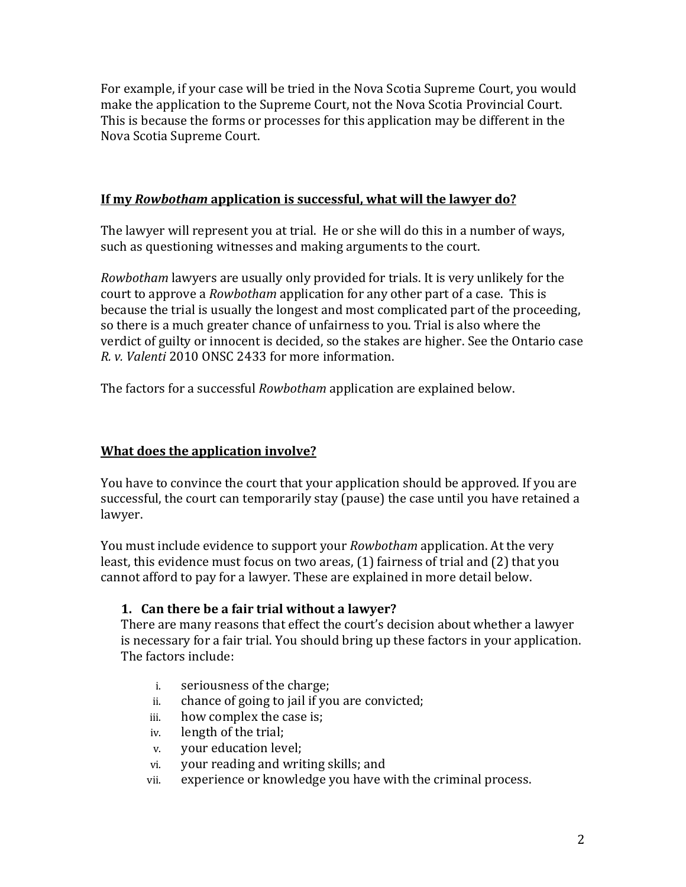For example, if your case will be tried in the Nova Scotia Supreme Court, you would make the application to the Supreme Court, not the Nova Scotia Provincial Court. This is because the forms or processes for this application may be different in the Nova Scotia Supreme Court.

## <u>If my *Rowbotham* application is successful, what will the lawyer do?</u>

The lawyer will represent you at trial. He or she will do this in a number of ways, such as questioning witnesses and making arguments to the court.

*Rowbotham* lawyers are usually only provided for trials. It is very unlikely for the court to approve a *Rowbotham* application for any other part of a case. This is because the trial is usually the longest and most complicated part of the proceeding, so there is a much greater chance of unfairness to you. Trial is also where the verdict of guilty or innocent is decided, so the stakes are higher. See the Ontario case *R. v. Valenti* 2010 ONSC 2433 for more information.

The factors for a successful *Rowbotham* application are explained below.

## <u>What does the application involve?</u>

You have to convince the court that your application should be approved. If you are successful, the court can temporarily stay (pause) the case until you have retained a lawyer.

You must include evidence to support your *Rowbotham* application. At the very least, this evidence must focus on two areas, (1) fairness of trial and (2) that you cannot afford to pay for a lawyer. These are explained in more detail below.

### 1. Can there be a fair trial without a lawyer?

There are many reasons that effect the court's decision about whether a lawyer is necessary for a fair trial. You should bring up these factors in your application. The factors include:

- i. seriousness of the charge;
- ii. chance of going to jail if you are convicted;
- iii. how complex the case is;
- iv. length of the trial;
- v. your education level;
- vi. your reading and writing skills; and
- vii. experience or knowledge you have with the criminal process.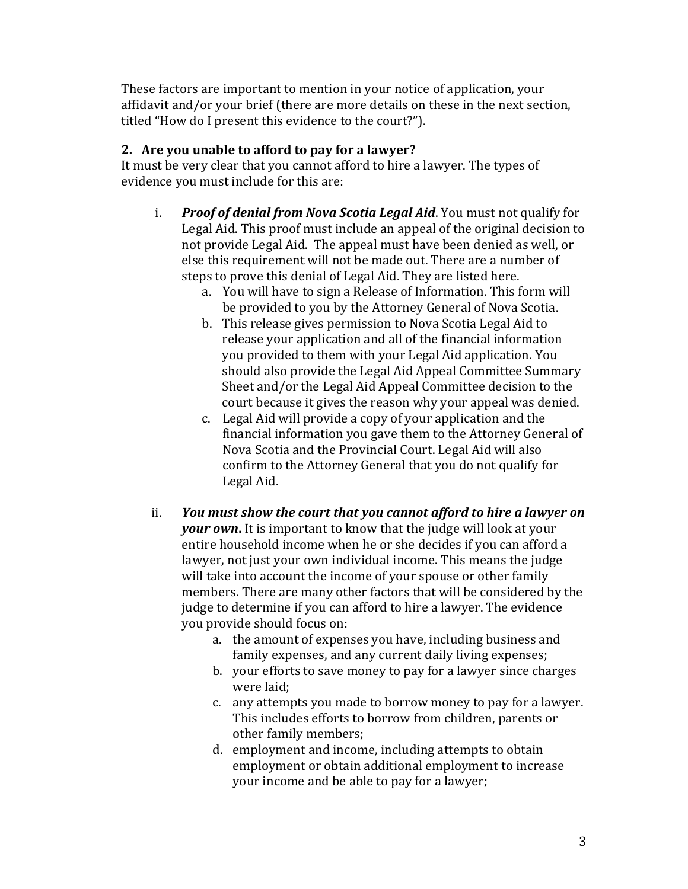These factors are important to mention in your notice of application, your affidavit and/or your brief (there are more details on these in the next section, titled "How do I present this evidence to the court?").

### 2. Are you unable to afford to pay for a lawyer?

It must be very clear that you cannot afford to hire a lawyer. The types of evidence you must include for this are:

i. ***Proof of denial from Nova Scotia Legal Aid***. You must not qualify for Legal Aid. This proof must include an appeal of the original decision to not provide Legal Aid. The appeal must have been denied as well, or else this requirement will not be made out. There are a number of steps to prove this denial of Legal Aid. They are listed here.
   a. You will have to sign a Release of Information. This form will be provided to you by the Attorney General of Nova Scotia.
   b. This release gives permission to Nova Scotia Legal Aid to release your application and all of the financial information you provided to them with your Legal Aid application. You should also provide the Legal Aid Appeal Committee Summary Sheet and/or the Legal Aid Appeal Committee decision to the court because it gives the reason why your appeal was denied.
   c. Legal Aid will provide a copy of your application and the financial information you gave them to the Attorney General of Nova Scotia and the Provincial Court. Legal Aid will also confirm to the Attorney General that you do not qualify for Legal Aid.

ii. ***You must show the court that you cannot afford to hire a lawyer on your own.*** It is important to know that the judge will look at your entire household income when he or she decides if you can afford a lawyer, not just your own individual income. This means the judge will take into account the income of your spouse or other family members. There are many other factors that will be considered by the judge to determine if you can afford to hire a lawyer. The evidence you provide should focus on:
   a. the amount of expenses you have, including business and family expenses, and any current daily living expenses;
   b. your efforts to save money to pay for a lawyer since charges were laid;
   c. any attempts you made to borrow money to pay for a lawyer. This includes efforts to borrow from children, parents or other family members;
   d. employment and income, including attempts to obtain employment or obtain additional employment to increase your income and be able to pay for a lawyer;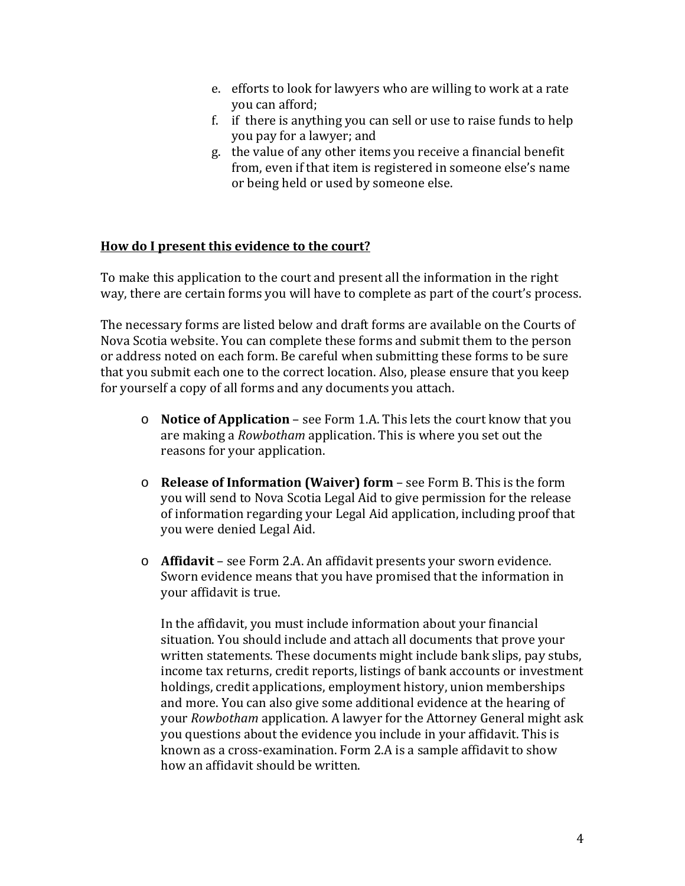e. efforts to look for lawyers who are willing to work at a rate you can afford;
f. if there is anything you can sell or use to raise funds to help you pay for a lawyer; and
g. the value of any other items you receive a financial benefit from, even if that item is registered in someone else's name or being held or used by someone else.

**How do I present this evidence to the court?**

To make this application to the court and present all the information in the right way, there are certain forms you will have to complete as part of the court's process.

The necessary forms are listed below and draft forms are available on the Courts of Nova Scotia website. You can complete these forms and submit them to the person or address noted on each form. Be careful when submitting these forms to be sure that you submit each one to the correct location. Also, please ensure that you keep for yourself a copy of all forms and any documents you attach.

- **Notice of Application** – see Form 1.A. This lets the court know that you are making a *Rowbotham* application. This is where you set out the reasons for your application.

- **Release of Information (Waiver) form** – see Form B. This is the form you will send to Nova Scotia Legal Aid to give permission for the release of information regarding your Legal Aid application, including proof that you were denied Legal Aid.

- **Affidavit** – see Form 2.A. An affidavit presents your sworn evidence. Sworn evidence means that you have promised that the information in your affidavit is true.

  In the affidavit, you must include information about your financial situation. You should include and attach all documents that prove your written statements. These documents might include bank slips, pay stubs, income tax returns, credit reports, listings of bank accounts or investment holdings, credit applications, employment history, union memberships and more. You can also give some additional evidence at the hearing of your *Rowbotham* application. A lawyer for the Attorney General might ask you questions about the evidence you include in your affidavit. This is known as a cross-examination. Form 2.A is a sample affidavit to show how an affidavit should be written.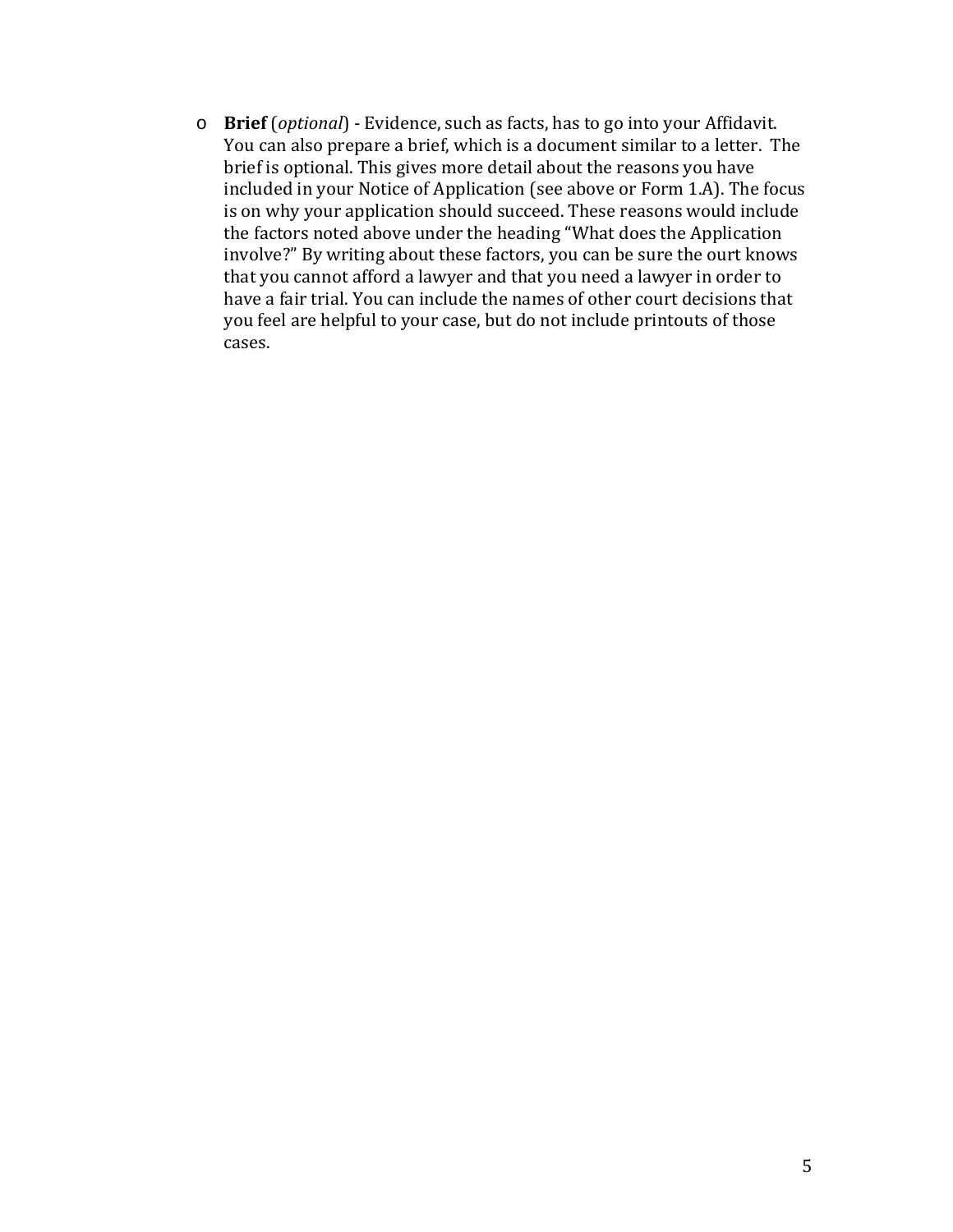- **Brief** (*optional*) - Evidence, such as facts, has to go into your Affidavit. You can also prepare a brief, which is a document similar to a letter. The brief is optional. This gives more detail about the reasons you have included in your Notice of Application (see above or Form 1.A). The focus is on why your application should succeed. These reasons would include the factors noted above under the heading "What does the Application involve?" By writing about these factors, you can be sure the ourt knows that you cannot afford a lawyer and that you need a lawyer in order to have a fair trial. You can include the names of other court decisions that you feel are helpful to your case, but do not include printouts of those cases.